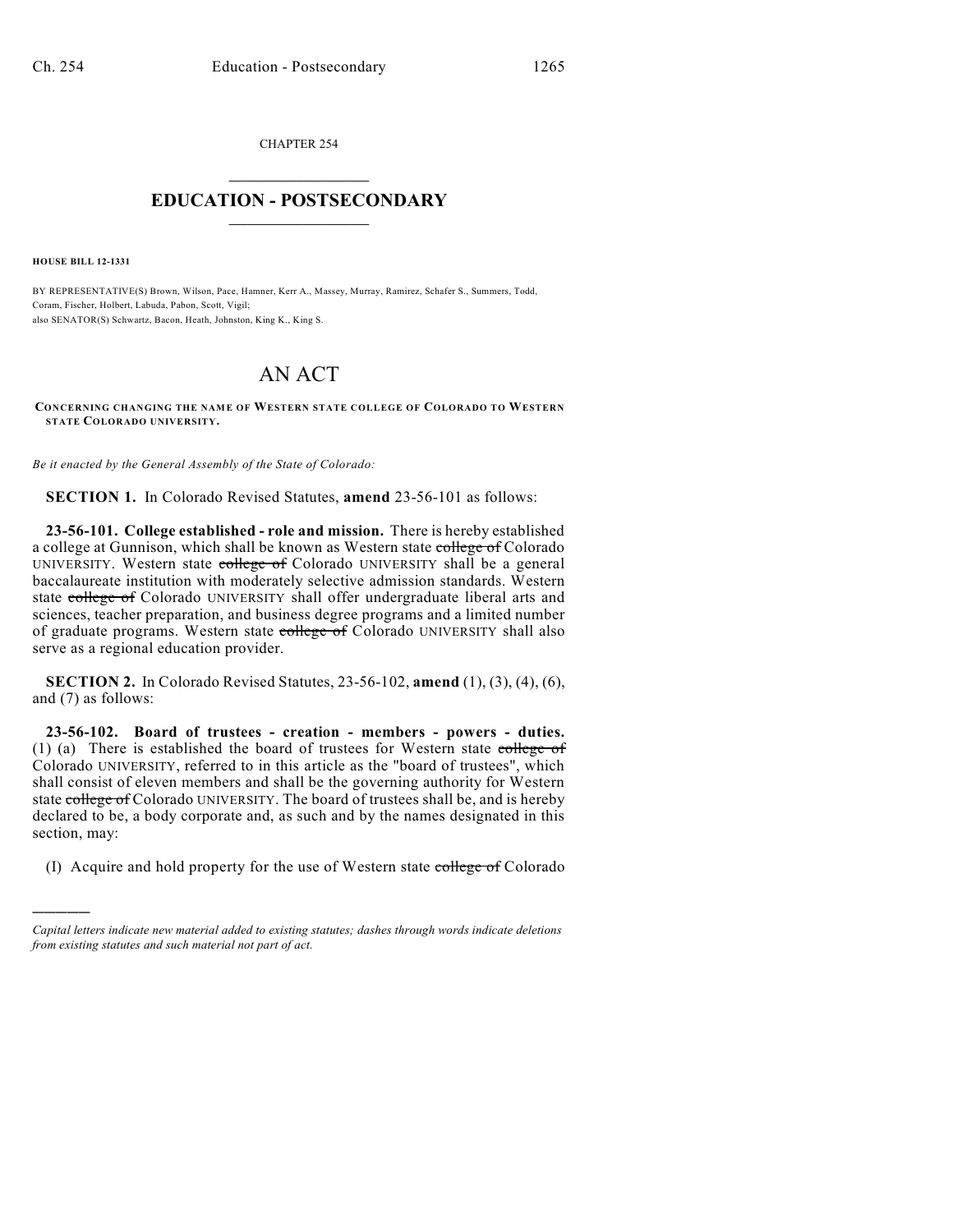CHAPTER 254

# EDUCATION - POSTSECONDARY

**HOUSE BILL 12-1331**

BY REPRESENTATIVE(S) Brown, Wilson, Pace, Hamner, Kerr A., Massey, Murray, Ramirez, Schafer S., Summers, Todd, Coram, Fischer, Holbert, Labuda, Pabon, Scott, Vigil;
also SENATOR(S) Schwartz, Bacon, Heath, Johnston, King K., King S.

# AN ACT

**CONCERNING CHANGING THE NAME OF WESTERN STATE COLLEGE OF COLORADO TO WESTERN STATE COLORADO UNIVERSITY.**

*Be it enacted by the General Assembly of the State of Colorado:*

**SECTION 1.** In Colorado Revised Statutes, **amend** 23-56-101 as follows:

**23-56-101. College established - role and mission.** There is hereby established a college at Gunnison, which shall be known as Western state ~~college of~~ Colorado UNIVERSITY. Western state ~~college of~~ Colorado UNIVERSITY shall be a general baccalaureate institution with moderately selective admission standards. Western state ~~college of~~ Colorado UNIVERSITY shall offer undergraduate liberal arts and sciences, teacher preparation, and business degree programs and a limited number of graduate programs. Western state ~~college of~~ Colorado UNIVERSITY shall also serve as a regional education provider.

**SECTION 2.** In Colorado Revised Statutes, 23-56-102, **amend** (1), (3), (4), (6), and (7) as follows:

**23-56-102. Board of trustees - creation - members - powers - duties.** (1) (a) There is established the board of trustees for Western state ~~college of~~ Colorado UNIVERSITY, referred to in this article as the "board of trustees", which shall consist of eleven members and shall be the governing authority for Western state ~~college of~~ Colorado UNIVERSITY. The board of trustees shall be, and is hereby declared to be, a body corporate and, as such and by the names designated in this section, may:

(I) Acquire and hold property for the use of Western state ~~college of~~ Colorado

---

*Capital letters indicate new material added to existing statutes; dashes through words indicate deletions from existing statutes and such material not part of act.*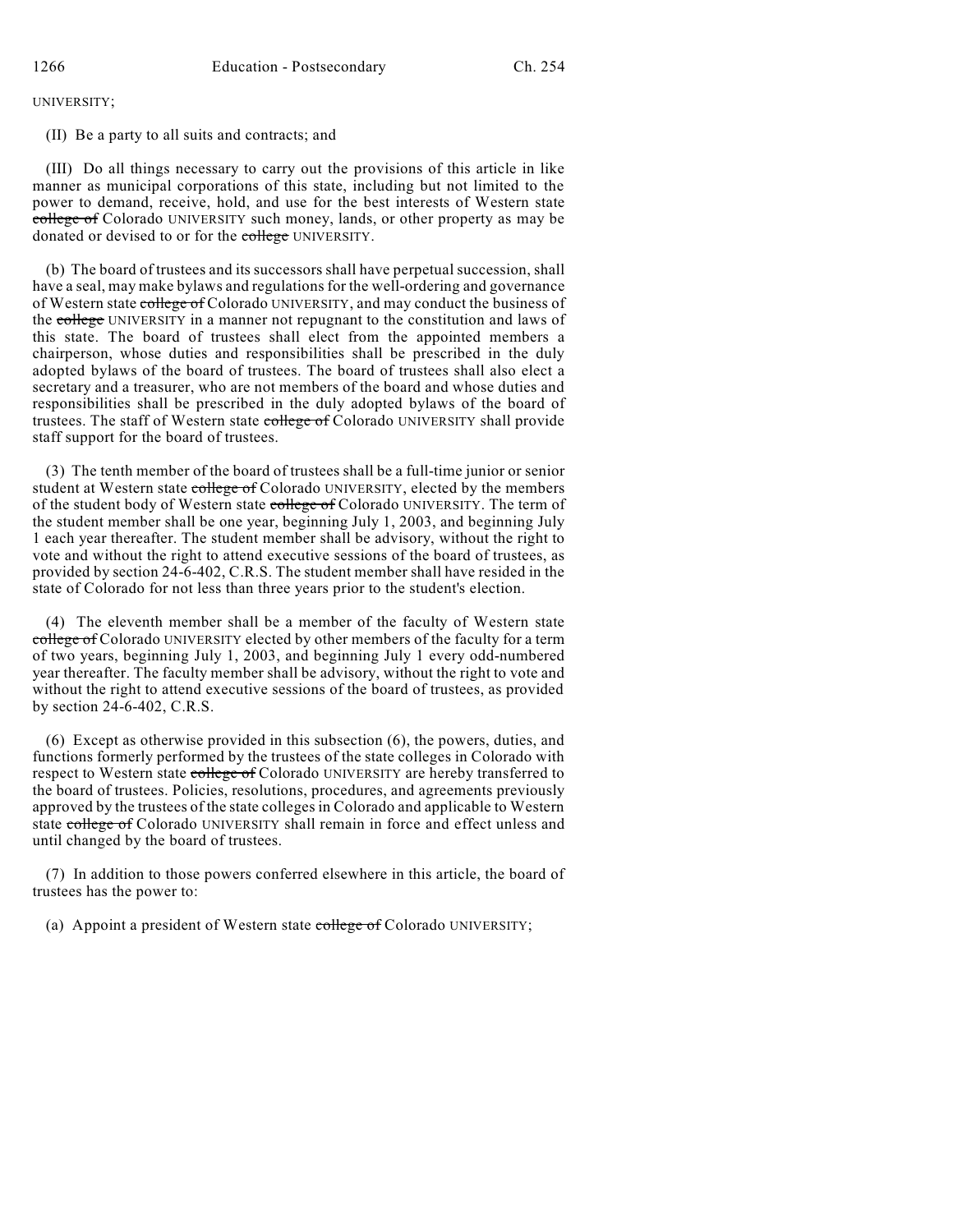UNIVERSITY;

(II) Be a party to all suits and contracts; and

(III) Do all things necessary to carry out the provisions of this article in like manner as municipal corporations of this state, including but not limited to the power to demand, receive, hold, and use for the best interests of Western state ~~college of~~ Colorado UNIVERSITY such money, lands, or other property as may be donated or devised to or for the ~~college~~ UNIVERSITY.

(b) The board of trustees and its successors shall have perpetual succession, shall have a seal, may make bylaws and regulations for the well-ordering and governance of Western state ~~college of~~ Colorado UNIVERSITY, and may conduct the business of the ~~college~~ UNIVERSITY in a manner not repugnant to the constitution and laws of this state. The board of trustees shall elect from the appointed members a chairperson, whose duties and responsibilities shall be prescribed in the duly adopted bylaws of the board of trustees. The board of trustees shall also elect a secretary and a treasurer, who are not members of the board and whose duties and responsibilities shall be prescribed in the duly adopted bylaws of the board of trustees. The staff of Western state ~~college of~~ Colorado UNIVERSITY shall provide staff support for the board of trustees.

(3) The tenth member of the board of trustees shall be a full-time junior or senior student at Western state ~~college of~~ Colorado UNIVERSITY, elected by the members of the student body of Western state ~~college of~~ Colorado UNIVERSITY. The term of the student member shall be one year, beginning July 1, 2003, and beginning July 1 each year thereafter. The student member shall be advisory, without the right to vote and without the right to attend executive sessions of the board of trustees, as provided by section 24-6-402, C.R.S. The student member shall have resided in the state of Colorado for not less than three years prior to the student's election.

(4) The eleventh member shall be a member of the faculty of Western state ~~college of~~ Colorado UNIVERSITY elected by other members of the faculty for a term of two years, beginning July 1, 2003, and beginning July 1 every odd-numbered year thereafter. The faculty member shall be advisory, without the right to vote and without the right to attend executive sessions of the board of trustees, as provided by section 24-6-402, C.R.S.

(6) Except as otherwise provided in this subsection (6), the powers, duties, and functions formerly performed by the trustees of the state colleges in Colorado with respect to Western state ~~college of~~ Colorado UNIVERSITY are hereby transferred to the board of trustees. Policies, resolutions, procedures, and agreements previously approved by the trustees of the state colleges in Colorado and applicable to Western state ~~college of~~ Colorado UNIVERSITY shall remain in force and effect unless and until changed by the board of trustees.

(7) In addition to those powers conferred elsewhere in this article, the board of trustees has the power to:

(a) Appoint a president of Western state ~~college of~~ Colorado UNIVERSITY;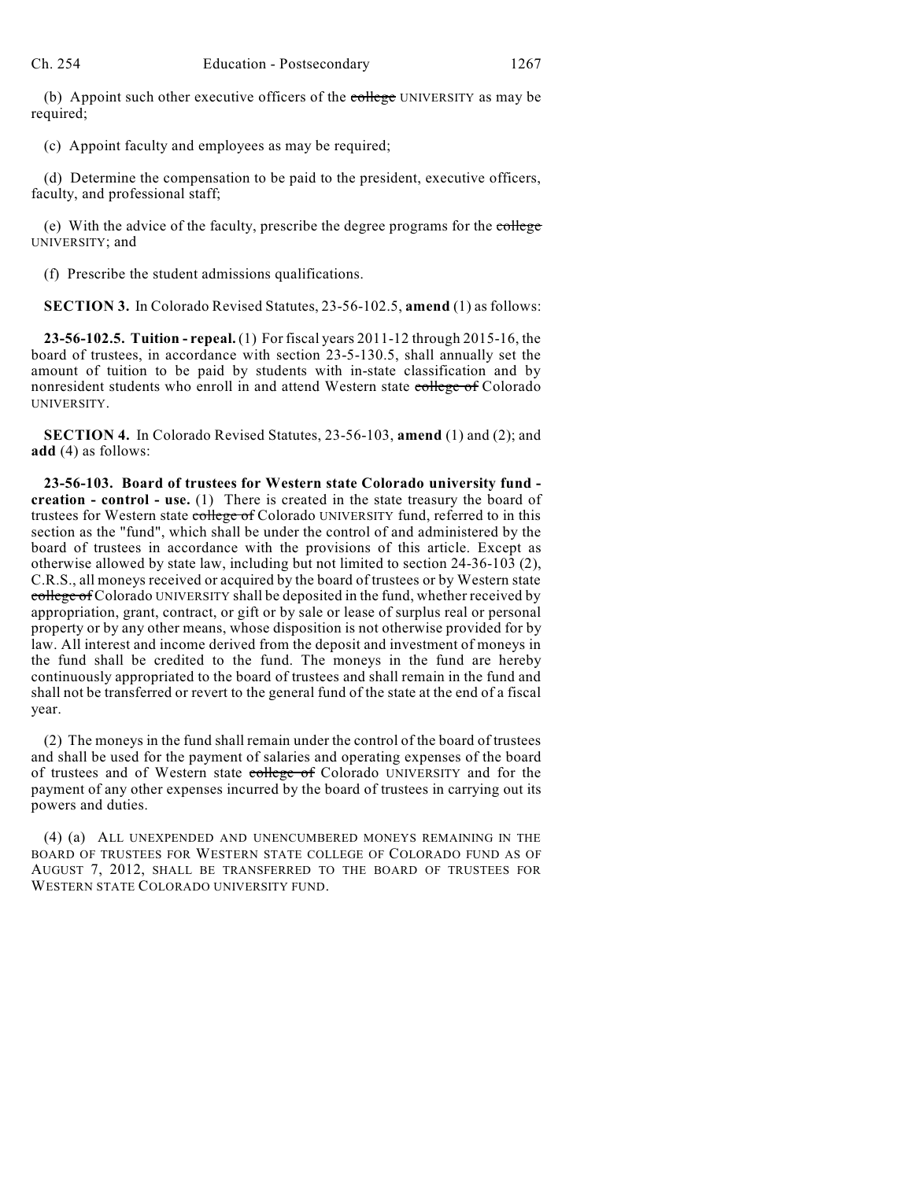(b) Appoint such other executive officers of the ~~college~~ UNIVERSITY as may be required;

(c) Appoint faculty and employees as may be required;

(d) Determine the compensation to be paid to the president, executive officers, faculty, and professional staff;

(e) With the advice of the faculty, prescribe the degree programs for the ~~college~~ UNIVERSITY; and

(f) Prescribe the student admissions qualifications.

**SECTION 3.** In Colorado Revised Statutes, 23-56-102.5, **amend** (1) as follows:

**23-56-102.5. Tuition - repeal.** (1) For fiscal years 2011-12 through 2015-16, the board of trustees, in accordance with section 23-5-130.5, shall annually set the amount of tuition to be paid by students with in-state classification and by nonresident students who enroll in and attend Western state ~~college of~~ Colorado UNIVERSITY.

**SECTION 4.** In Colorado Revised Statutes, 23-56-103, **amend** (1) and (2); and **add** (4) as follows:

**23-56-103. Board of trustees for Western state Colorado university fund - creation - control - use.** (1) There is created in the state treasury the board of trustees for Western state ~~college of~~ Colorado UNIVERSITY fund, referred to in this section as the "fund", which shall be under the control of and administered by the board of trustees in accordance with the provisions of this article. Except as otherwise allowed by state law, including but not limited to section 24-36-103 (2), C.R.S., all moneys received or acquired by the board of trustees or by Western state ~~college of~~ Colorado UNIVERSITY shall be deposited in the fund, whether received by appropriation, grant, contract, or gift or by sale or lease of surplus real or personal property or by any other means, whose disposition is not otherwise provided for by law. All interest and income derived from the deposit and investment of moneys in the fund shall be credited to the fund. The moneys in the fund are hereby continuously appropriated to the board of trustees and shall remain in the fund and shall not be transferred or revert to the general fund of the state at the end of a fiscal year.

(2) The moneys in the fund shall remain under the control of the board of trustees and shall be used for the payment of salaries and operating expenses of the board of trustees and of Western state ~~college of~~ Colorado UNIVERSITY and for the payment of any other expenses incurred by the board of trustees in carrying out its powers and duties.

(4) (a) ALL UNEXPENDED AND UNENCUMBERED MONEYS REMAINING IN THE BOARD OF TRUSTEES FOR WESTERN STATE COLLEGE OF COLORADO FUND AS OF AUGUST 7, 2012, SHALL BE TRANSFERRED TO THE BOARD OF TRUSTEES FOR WESTERN STATE COLORADO UNIVERSITY FUND.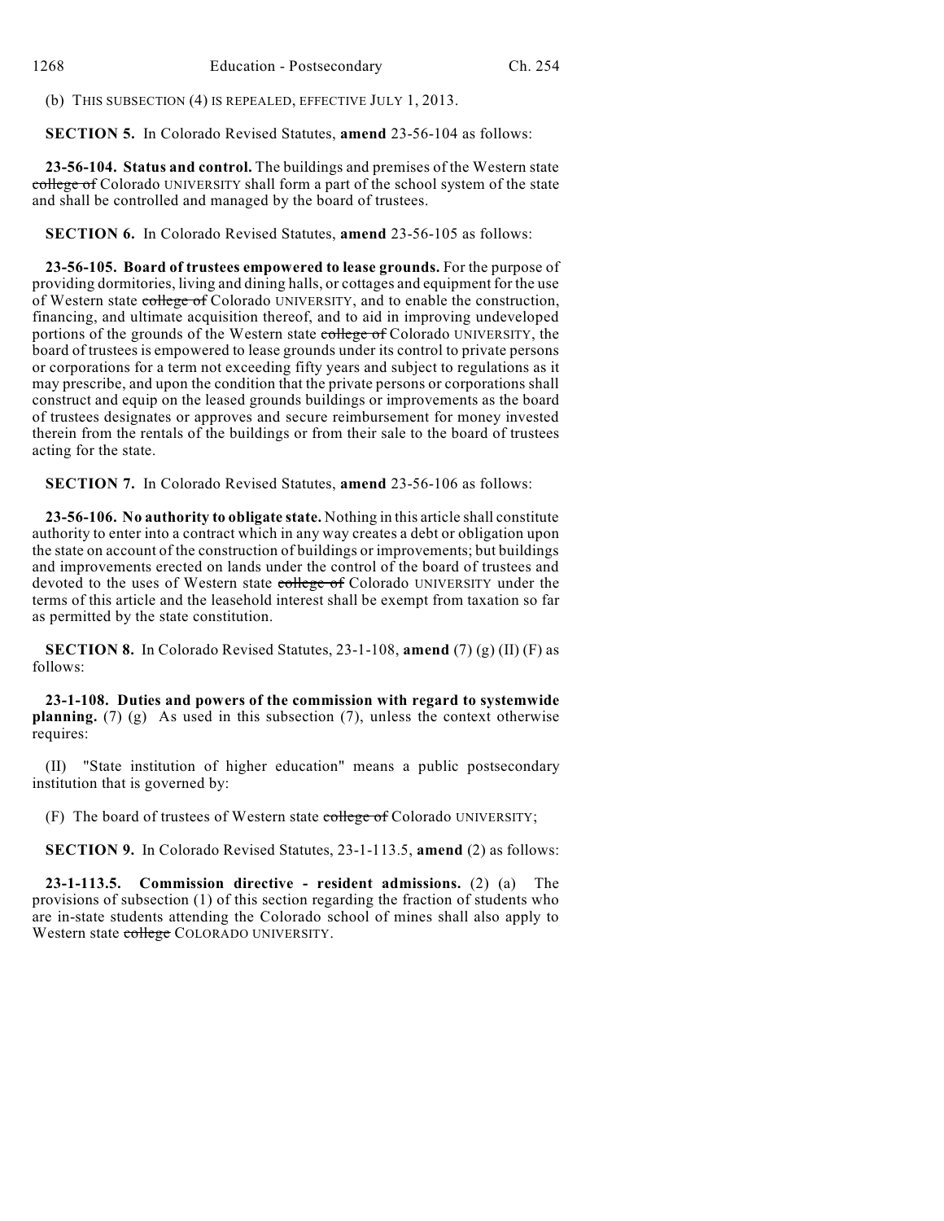(b) THIS SUBSECTION (4) IS REPEALED, EFFECTIVE JULY 1, 2013.

**SECTION 5.** In Colorado Revised Statutes, **amend** 23-56-104 as follows:

**23-56-104. Status and control.** The buildings and premises of the Western state ~~college of~~ Colorado UNIVERSITY shall form a part of the school system of the state and shall be controlled and managed by the board of trustees.

**SECTION 6.** In Colorado Revised Statutes, **amend** 23-56-105 as follows:

**23-56-105. Board of trustees empowered to lease grounds.** For the purpose of providing dormitories, living and dining halls, or cottages and equipment for the use of Western state ~~college of~~ Colorado UNIVERSITY, and to enable the construction, financing, and ultimate acquisition thereof, and to aid in improving undeveloped portions of the grounds of the Western state ~~college of~~ Colorado UNIVERSITY, the board of trustees is empowered to lease grounds under its control to private persons or corporations for a term not exceeding fifty years and subject to regulations as it may prescribe, and upon the condition that the private persons or corporations shall construct and equip on the leased grounds buildings or improvements as the board of trustees designates or approves and secure reimbursement for money invested therein from the rentals of the buildings or from their sale to the board of trustees acting for the state.

**SECTION 7.** In Colorado Revised Statutes, **amend** 23-56-106 as follows:

**23-56-106. No authority to obligate state.** Nothing in this article shall constitute authority to enter into a contract which in any way creates a debt or obligation upon the state on account of the construction of buildings or improvements; but buildings and improvements erected on lands under the control of the board of trustees and devoted to the uses of Western state ~~college of~~ Colorado UNIVERSITY under the terms of this article and the leasehold interest shall be exempt from taxation so far as permitted by the state constitution.

**SECTION 8.** In Colorado Revised Statutes, 23-1-108, **amend** (7) (g) (II) (F) as follows:

**23-1-108. Duties and powers of the commission with regard to systemwide planning.** (7) (g) As used in this subsection (7), unless the context otherwise requires:

(II) "State institution of higher education" means a public postsecondary institution that is governed by:

(F) The board of trustees of Western state ~~college of~~ Colorado UNIVERSITY;

**SECTION 9.** In Colorado Revised Statutes, 23-1-113.5, **amend** (2) as follows:

**23-1-113.5. Commission directive - resident admissions.** (2) (a) The provisions of subsection (1) of this section regarding the fraction of students who are in-state students attending the Colorado school of mines shall also apply to Western state ~~college~~ COLORADO UNIVERSITY.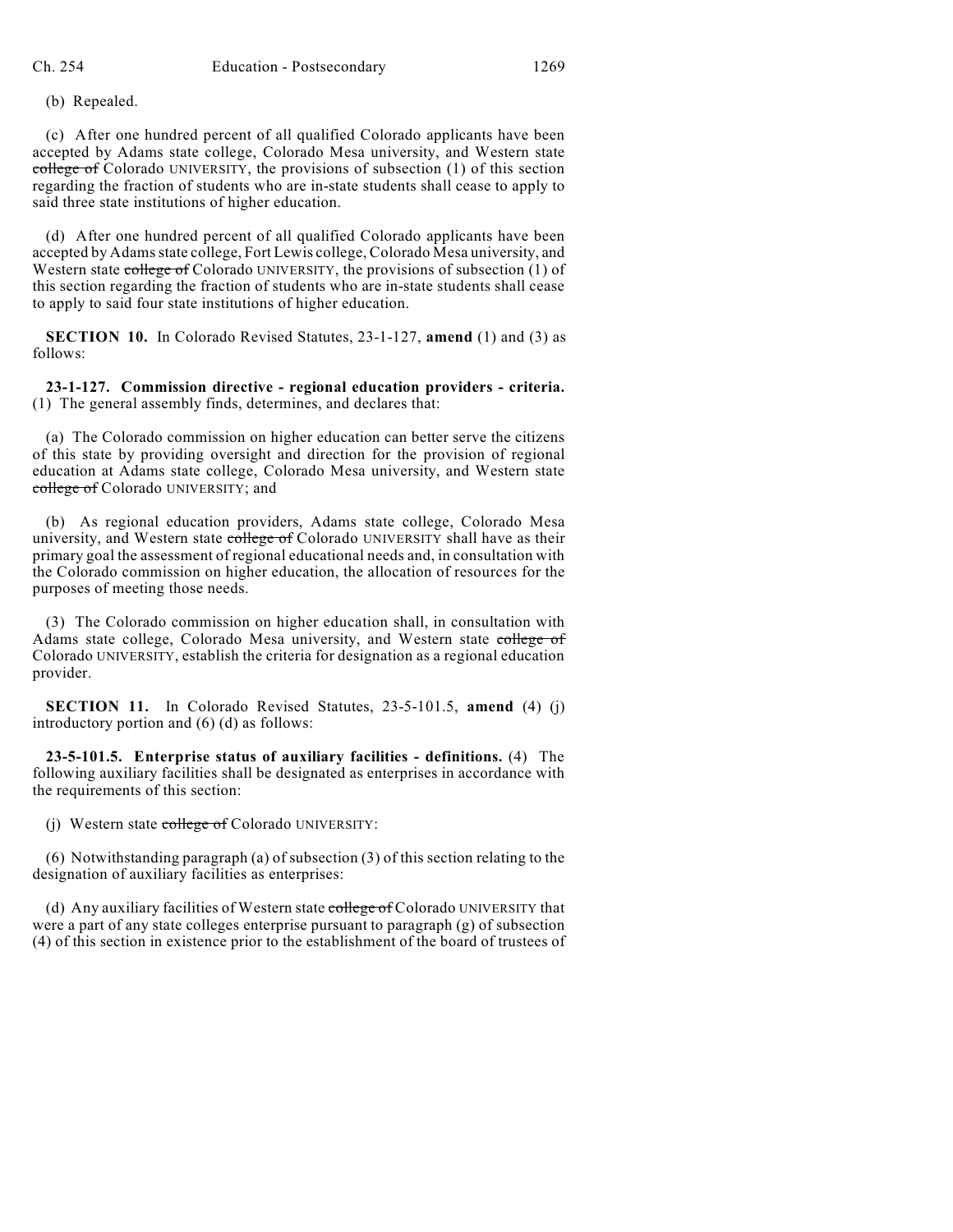(b) Repealed.

(c) After one hundred percent of all qualified Colorado applicants have been accepted by Adams state college, Colorado Mesa university, and Western state ~~college of~~ Colorado UNIVERSITY, the provisions of subsection (1) of this section regarding the fraction of students who are in-state students shall cease to apply to said three state institutions of higher education.

(d) After one hundred percent of all qualified Colorado applicants have been accepted by Adams state college, Fort Lewis college, Colorado Mesa university, and Western state ~~college of~~ Colorado UNIVERSITY, the provisions of subsection (1) of this section regarding the fraction of students who are in-state students shall cease to apply to said four state institutions of higher education.

**SECTION 10.** In Colorado Revised Statutes, 23-1-127, **amend** (1) and (3) as follows:

**23-1-127. Commission directive - regional education providers - criteria.** (1) The general assembly finds, determines, and declares that:

(a) The Colorado commission on higher education can better serve the citizens of this state by providing oversight and direction for the provision of regional education at Adams state college, Colorado Mesa university, and Western state ~~college of~~ Colorado UNIVERSITY; and

(b) As regional education providers, Adams state college, Colorado Mesa university, and Western state ~~college of~~ Colorado UNIVERSITY shall have as their primary goal the assessment of regional educational needs and, in consultation with the Colorado commission on higher education, the allocation of resources for the purposes of meeting those needs.

(3) The Colorado commission on higher education shall, in consultation with Adams state college, Colorado Mesa university, and Western state ~~college of~~ Colorado UNIVERSITY, establish the criteria for designation as a regional education provider.

**SECTION 11.** In Colorado Revised Statutes, 23-5-101.5, **amend** (4) (j) introductory portion and (6) (d) as follows:

**23-5-101.5. Enterprise status of auxiliary facilities - definitions.** (4) The following auxiliary facilities shall be designated as enterprises in accordance with the requirements of this section:

(j) Western state ~~college of~~ Colorado UNIVERSITY:

(6) Notwithstanding paragraph (a) of subsection (3) of this section relating to the designation of auxiliary facilities as enterprises:

(d) Any auxiliary facilities of Western state ~~college of~~ Colorado UNIVERSITY that were a part of any state colleges enterprise pursuant to paragraph (g) of subsection (4) of this section in existence prior to the establishment of the board of trustees of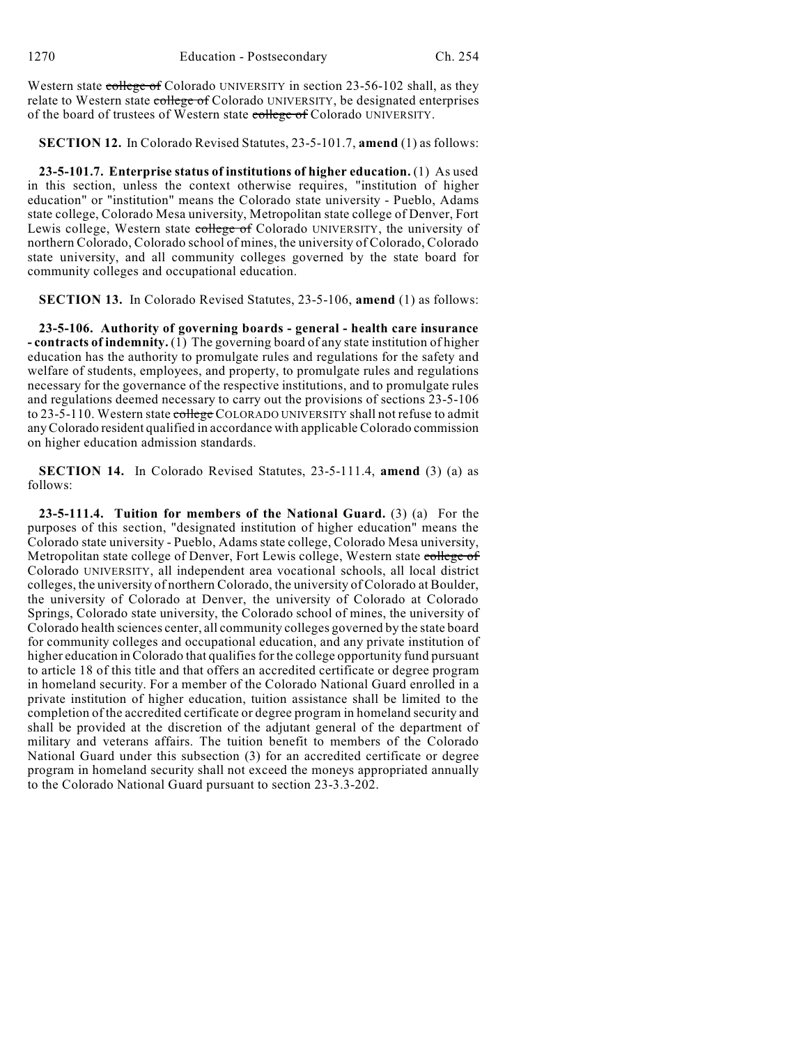Western state ~~college of~~ Colorado UNIVERSITY in section 23-56-102 shall, as they relate to Western state ~~college of~~ Colorado UNIVERSITY, be designated enterprises of the board of trustees of Western state ~~college of~~ Colorado UNIVERSITY.

**SECTION 12.** In Colorado Revised Statutes, 23-5-101.7, **amend** (1) as follows:

**23-5-101.7. Enterprise status of institutions of higher education.** (1) As used in this section, unless the context otherwise requires, "institution of higher education" or "institution" means the Colorado state university - Pueblo, Adams state college, Colorado Mesa university, Metropolitan state college of Denver, Fort Lewis college, Western state ~~college of~~ Colorado UNIVERSITY, the university of northern Colorado, Colorado school of mines, the university of Colorado, Colorado state university, and all community colleges governed by the state board for community colleges and occupational education.

**SECTION 13.** In Colorado Revised Statutes, 23-5-106, **amend** (1) as follows:

**23-5-106. Authority of governing boards - general - health care insurance - contracts of indemnity.** (1) The governing board of any state institution of higher education has the authority to promulgate rules and regulations for the safety and welfare of students, employees, and property, to promulgate rules and regulations necessary for the governance of the respective institutions, and to promulgate rules and regulations deemed necessary to carry out the provisions of sections 23-5-106 to 23-5-110. Western state ~~college~~ COLORADO UNIVERSITY shall not refuse to admit any Colorado resident qualified in accordance with applicable Colorado commission on higher education admission standards.

**SECTION 14.** In Colorado Revised Statutes, 23-5-111.4, **amend** (3) (a) as follows:

**23-5-111.4. Tuition for members of the National Guard.** (3) (a) For the purposes of this section, "designated institution of higher education" means the Colorado state university - Pueblo, Adams state college, Colorado Mesa university, Metropolitan state college of Denver, Fort Lewis college, Western state ~~college of~~ Colorado UNIVERSITY, all independent area vocational schools, all local district colleges, the university of northern Colorado, the university of Colorado at Boulder, the university of Colorado at Denver, the university of Colorado at Colorado Springs, Colorado state university, the Colorado school of mines, the university of Colorado health sciences center, all community colleges governed by the state board for community colleges and occupational education, and any private institution of higher education in Colorado that qualifies for the college opportunity fund pursuant to article 18 of this title and that offers an accredited certificate or degree program in homeland security. For a member of the Colorado National Guard enrolled in a private institution of higher education, tuition assistance shall be limited to the completion of the accredited certificate or degree program in homeland security and shall be provided at the discretion of the adjutant general of the department of military and veterans affairs. The tuition benefit to members of the Colorado National Guard under this subsection (3) for an accredited certificate or degree program in homeland security shall not exceed the moneys appropriated annually to the Colorado National Guard pursuant to section 23-3.3-202.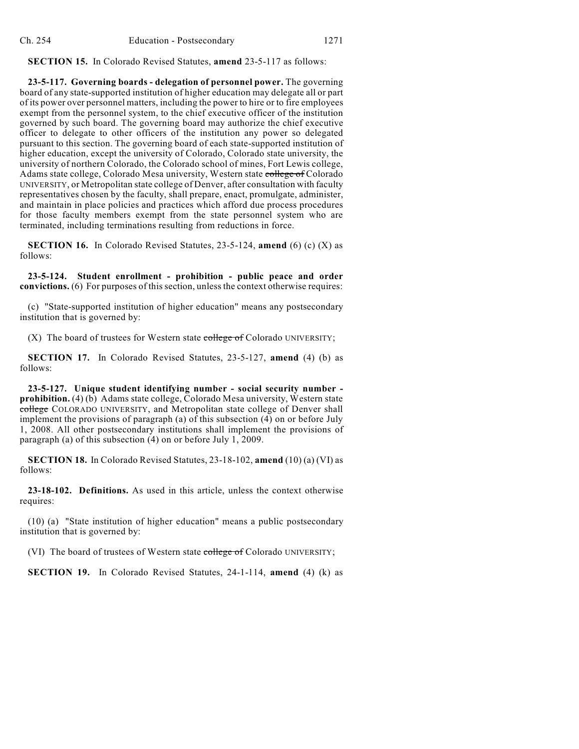**SECTION 15.** In Colorado Revised Statutes, **amend** 23-5-117 as follows:

**23-5-117. Governing boards - delegation of personnel power.** The governing board of any state-supported institution of higher education may delegate all or part of its power over personnel matters, including the power to hire or to fire employees exempt from the personnel system, to the chief executive officer of the institution governed by such board. The governing board may authorize the chief executive officer to delegate to other officers of the institution any power so delegated pursuant to this section. The governing board of each state-supported institution of higher education, except the university of Colorado, Colorado state university, the university of northern Colorado, the Colorado school of mines, Fort Lewis college, Adams state college, Colorado Mesa university, Western state ~~college of~~ Colorado UNIVERSITY, or Metropolitan state college of Denver, after consultation with faculty representatives chosen by the faculty, shall prepare, enact, promulgate, administer, and maintain in place policies and practices which afford due process procedures for those faculty members exempt from the state personnel system who are terminated, including terminations resulting from reductions in force.

**SECTION 16.** In Colorado Revised Statutes, 23-5-124, **amend** (6) (c) (X) as follows:

**23-5-124. Student enrollment - prohibition - public peace and order convictions.** (6) For purposes of this section, unless the context otherwise requires:

(c) "State-supported institution of higher education" means any postsecondary institution that is governed by:

(X) The board of trustees for Western state ~~college of~~ Colorado UNIVERSITY;

**SECTION 17.** In Colorado Revised Statutes, 23-5-127, **amend** (4) (b) as follows:

**23-5-127. Unique student identifying number - social security number - prohibition.** (4) (b) Adams state college, Colorado Mesa university, Western state ~~college~~ COLORADO UNIVERSITY, and Metropolitan state college of Denver shall implement the provisions of paragraph (a) of this subsection (4) on or before July 1, 2008. All other postsecondary institutions shall implement the provisions of paragraph (a) of this subsection (4) on or before July 1, 2009.

**SECTION 18.** In Colorado Revised Statutes, 23-18-102, **amend** (10) (a) (VI) as follows:

**23-18-102. Definitions.** As used in this article, unless the context otherwise requires:

(10) (a) "State institution of higher education" means a public postsecondary institution that is governed by:

(VI) The board of trustees of Western state ~~college of~~ Colorado UNIVERSITY;

**SECTION 19.** In Colorado Revised Statutes, 24-1-114, **amend** (4) (k) as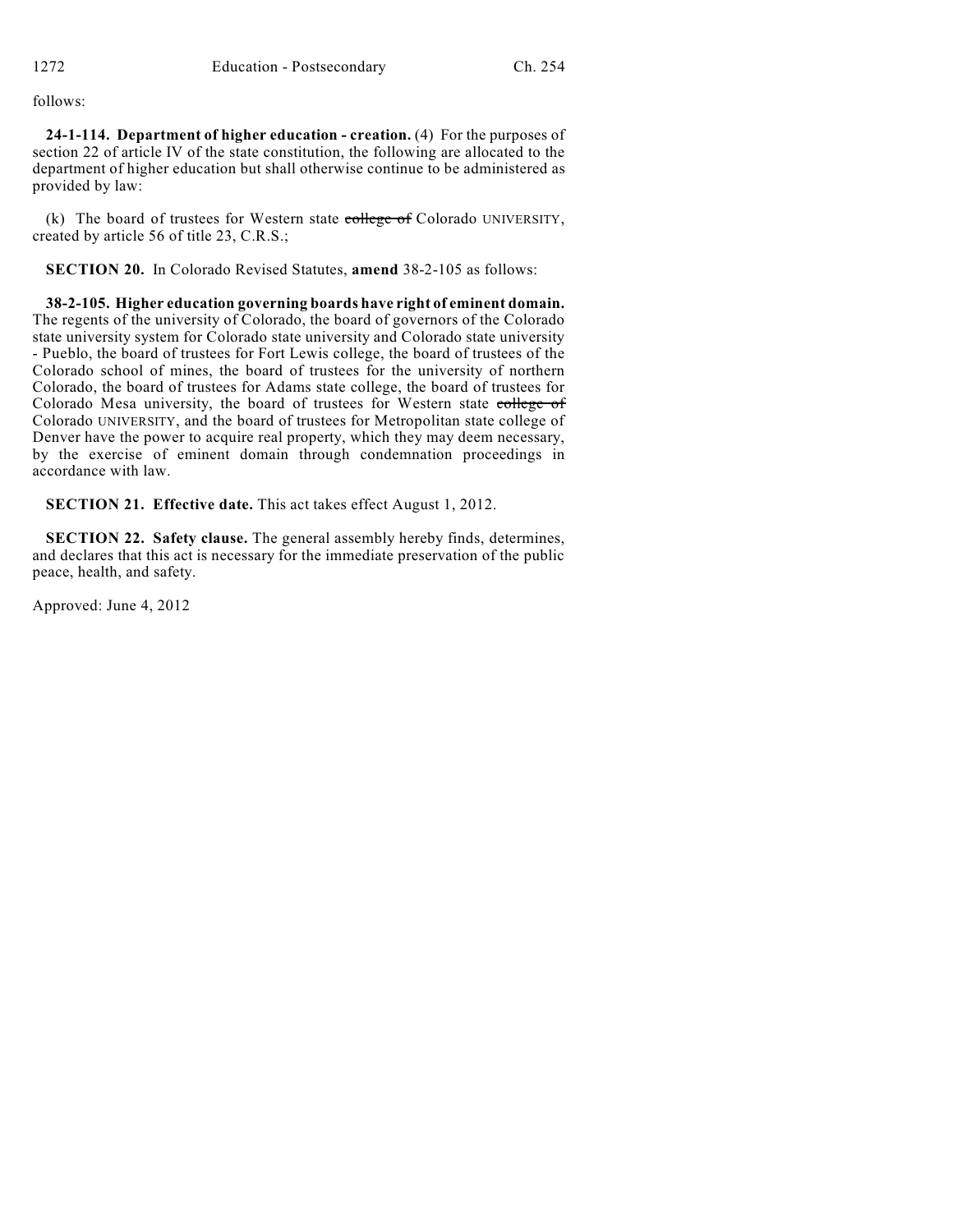follows:

**24-1-114. Department of higher education - creation.** (4) For the purposes of section 22 of article IV of the state constitution, the following are allocated to the department of higher education but shall otherwise continue to be administered as provided by law:

(k) The board of trustees for Western state ~~college of~~ Colorado UNIVERSITY, created by article 56 of title 23, C.R.S.;

**SECTION 20.** In Colorado Revised Statutes, **amend** 38-2-105 as follows:

**38-2-105. Higher education governing boards have right of eminent domain.** The regents of the university of Colorado, the board of governors of the Colorado state university system for Colorado state university and Colorado state university - Pueblo, the board of trustees for Fort Lewis college, the board of trustees of the Colorado school of mines, the board of trustees for the university of northern Colorado, the board of trustees for Adams state college, the board of trustees for Colorado Mesa university, the board of trustees for Western state ~~college of~~ Colorado UNIVERSITY, and the board of trustees for Metropolitan state college of Denver have the power to acquire real property, which they may deem necessary, by the exercise of eminent domain through condemnation proceedings in accordance with law.

**SECTION 21. Effective date.** This act takes effect August 1, 2012.

**SECTION 22. Safety clause.** The general assembly hereby finds, determines, and declares that this act is necessary for the immediate preservation of the public peace, health, and safety.

Approved: June 4, 2012